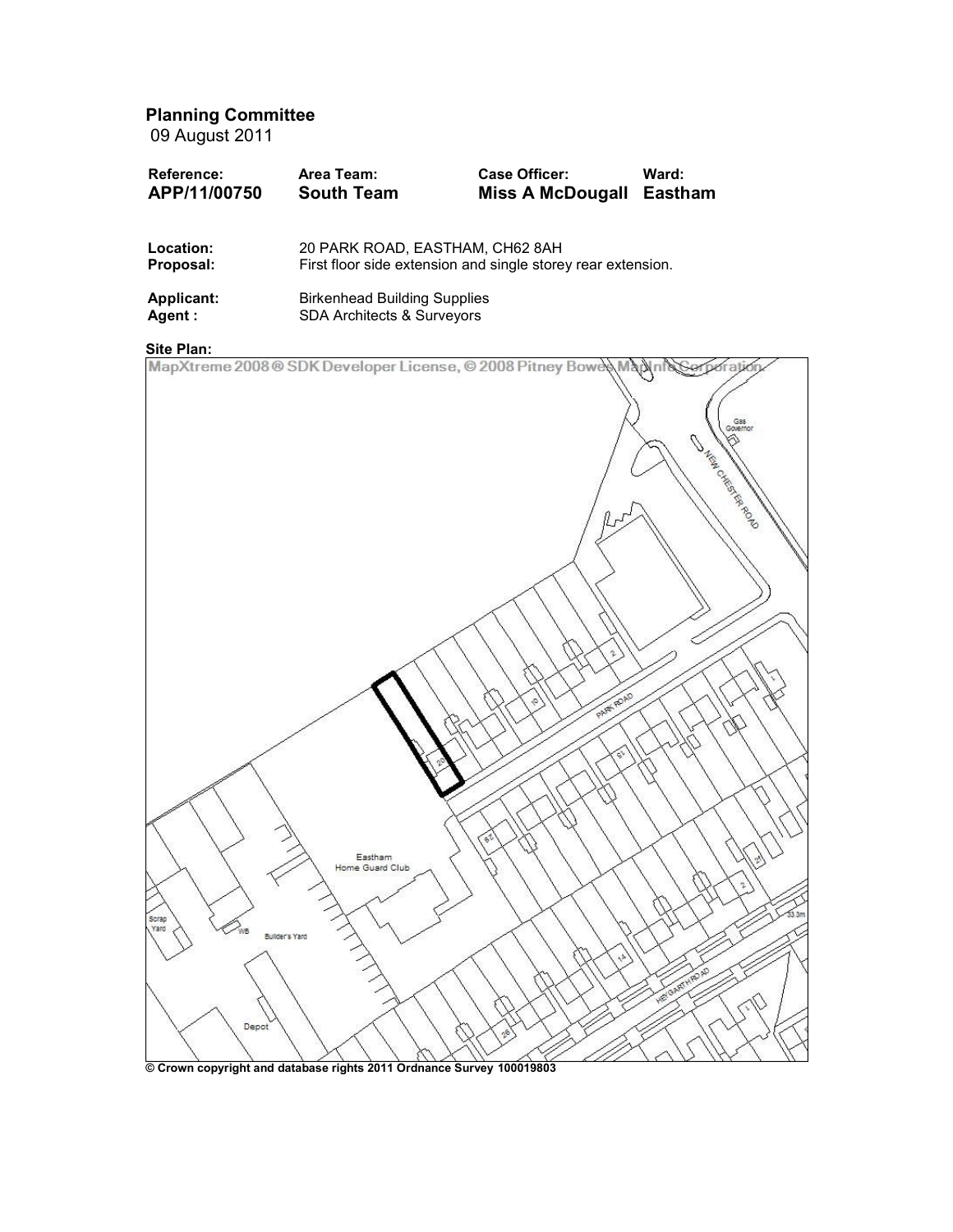## Planning Committee

09 August 2011

| Reference: | Area Team: | Case Officer: | Ward: |
|---|---|---|---|
| **APP/11/00750** | **South Team** | **Miss A McDougall** | **Eastham** |

**Location:** 20 PARK ROAD, EASTHAM, CH62 8AH

**Proposal:** First floor side extension and single storey rear extension.

**Applicant:** Birkenhead Building Supplies

**Agent :** SDA Architects & Surveyors

**Site Plan:**

MapXtreme 2008 ® SDK Developer License, © 2008 Pitney Bowes MapInfo Corporation

**© Crown copyright and database rights 2011 Ordnance Survey 100019803**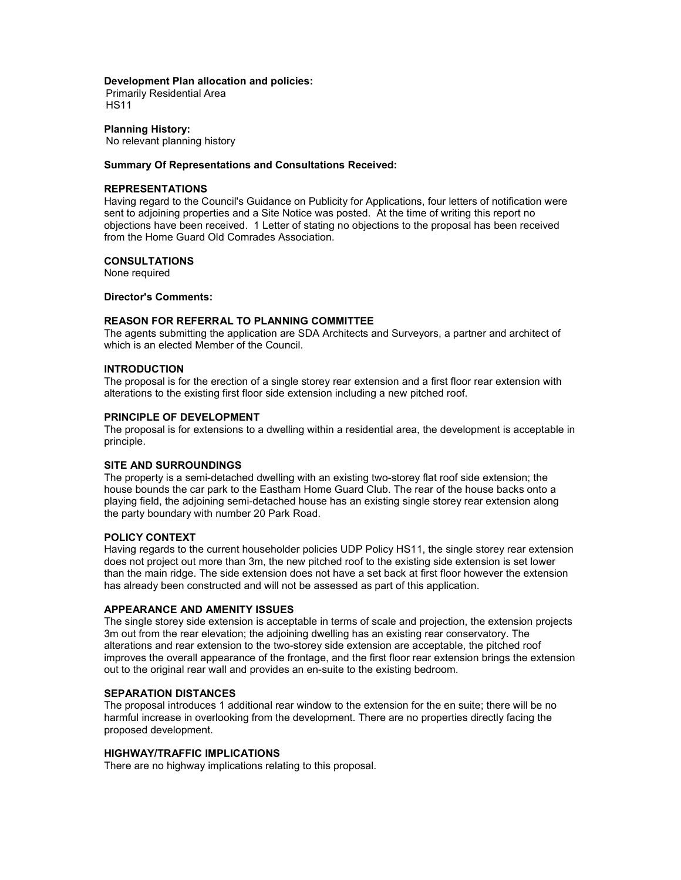**Development Plan allocation and policies:**
Primarily Residential Area
HS11

**Planning History:**
No relevant planning history

**Summary Of Representations and Consultations Received:**

**REPRESENTATIONS**
Having regard to the Council's Guidance on Publicity for Applications, four letters of notification were sent to adjoining properties and a Site Notice was posted. At the time of writing this report no objections have been received. 1 Letter of stating no objections to the proposal has been received from the Home Guard Old Comrades Association.

**CONSULTATIONS**
None required

**Director's Comments:**

**REASON FOR REFERRAL TO PLANNING COMMITTEE**
The agents submitting the application are SDA Architects and Surveyors, a partner and architect of which is an elected Member of the Council.

**INTRODUCTION**
The proposal is for the erection of a single storey rear extension and a first floor rear extension with alterations to the existing first floor side extension including a new pitched roof.

**PRINCIPLE OF DEVELOPMENT**
The proposal is for extensions to a dwelling within a residential area, the development is acceptable in principle.

**SITE AND SURROUNDINGS**
The property is a semi-detached dwelling with an existing two-storey flat roof side extension; the house bounds the car park to the Eastham Home Guard Club. The rear of the house backs onto a playing field, the adjoining semi-detached house has an existing single storey rear extension along the party boundary with number 20 Park Road.

**POLICY CONTEXT**
Having regards to the current householder policies UDP Policy HS11, the single storey rear extension does not project out more than 3m, the new pitched roof to the existing side extension is set lower than the main ridge. The side extension does not have a set back at first floor however the extension has already been constructed and will not be assessed as part of this application.

**APPEARANCE AND AMENITY ISSUES**
The single storey side extension is acceptable in terms of scale and projection, the extension projects 3m out from the rear elevation; the adjoining dwelling has an existing rear conservatory. The alterations and rear extension to the two-storey side extension are acceptable, the pitched roof improves the overall appearance of the frontage, and the first floor rear extension brings the extension out to the original rear wall and provides an en-suite to the existing bedroom.

**SEPARATION DISTANCES**
The proposal introduces 1 additional rear window to the extension for the en suite; there will be no harmful increase in overlooking from the development. There are no properties directly facing the proposed development.

**HIGHWAY/TRAFFIC IMPLICATIONS**
There are no highway implications relating to this proposal.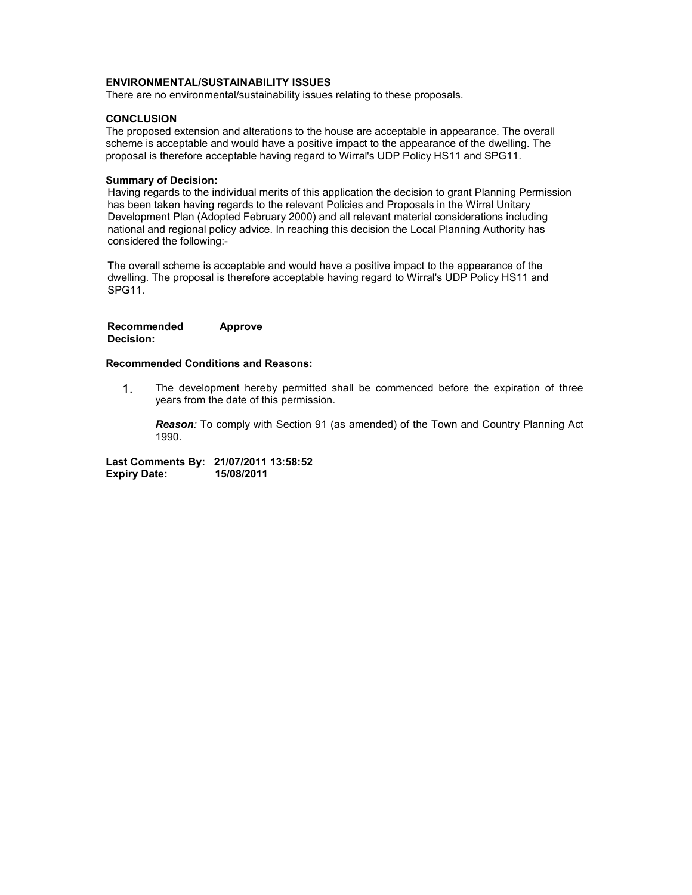**ENVIRONMENTAL/SUSTAINABILITY ISSUES**

There are no environmental/sustainability issues relating to these proposals.

**CONCLUSION**

The proposed extension and alterations to the house are acceptable in appearance. The overall scheme is acceptable and would have a positive impact to the appearance of the dwelling. The proposal is therefore acceptable having regard to Wirral's UDP Policy HS11 and SPG11.

**Summary of Decision:**

Having regards to the individual merits of this application the decision to grant Planning Permission has been taken having regards to the relevant Policies and Proposals in the Wirral Unitary Development Plan (Adopted February 2000) and all relevant material considerations including national and regional policy advice. In reaching this decision the Local Planning Authority has considered the following:-

The overall scheme is acceptable and would have a positive impact to the appearance of the dwelling. The proposal is therefore acceptable having regard to Wirral's UDP Policy HS11 and SPG11.

**Recommended Decision:** **Approve**

**Recommended Conditions and Reasons:**

1. The development hereby permitted shall be commenced before the expiration of three years from the date of this permission.

   ***Reason**:* To comply with Section 91 (as amended) of the Town and Country Planning Act 1990.

**Last Comments By: 21/07/2011 13:58:52**
**Expiry Date: 15/08/2011**